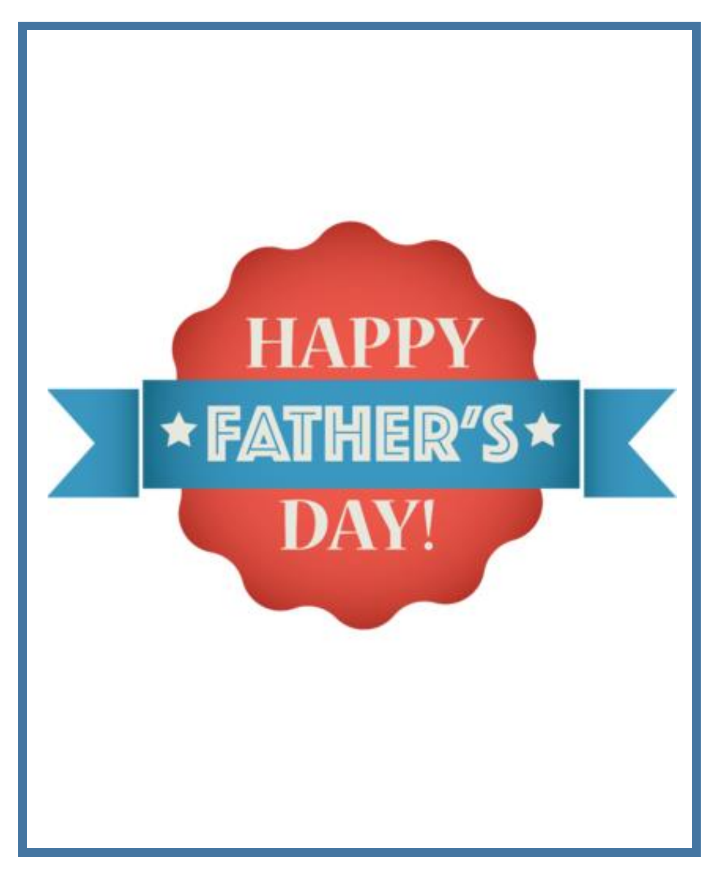# HAPPY ★FATHER'S★ DAY!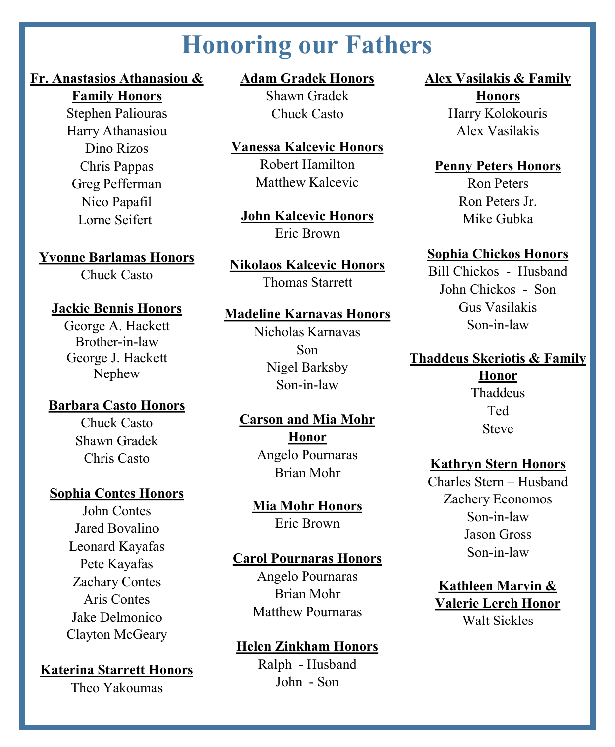# Honoring our Fathers

**Fr. Anastasios Athanasiou & Family Honors**

Stephen Paliouras
Harry Athanasiou
Dino Rizos
Chris Pappas
Greg Pefferman
Nico Papafil
Lorne Seifert

**Yvonne Barlamas Honors**

Chuck Casto

**Jackie Bennis Honors**

George A. Hackett
Brother-in-law
George J. Hackett
Nephew

**Barbara Casto Honors**

Chuck Casto
Shawn Gradek
Chris Casto

**Sophia Contes Honors**

John Contes
Jared Bovalino
Leonard Kayafas
Pete Kayafas
Zachary Contes
Aris Contes
Jake Delmonico
Clayton McGeary

**Katerina Starrett Honors**

Theo Yakoumas

**Adam Gradek Honors**

Shawn Gradek
Chuck Casto

**Vanessa Kalcevic Honors**

Robert Hamilton
Matthew Kalcevic

**John Kalcevic Honors**

Eric Brown

**Nikolaos Kalcevic Honors**

Thomas Starrett

**Madeline Karnavas Honors**

Nicholas Karnavas
Son
Nigel Barksby
Son-in-law

**Carson and Mia Mohr Honor**

Angelo Pournaras
Brian Mohr

**Mia Mohr Honors**

Eric Brown

**Carol Pournaras Honors**

Angelo Pournaras
Brian Mohr
Matthew Pournaras

**Helen Zinkham Honors**

Ralph - Husband
John - Son

**Alex Vasilakis & Family Honors**

Harry Kolokouris
Alex Vasilakis

**Penny Peters Honors**

Ron Peters
Ron Peters Jr.
Mike Gubka

**Sophia Chickos Honors**

Bill Chickos - Husband
John Chickos - Son
Gus Vasilakis
Son-in-law

**Thaddeus Skeriotis & Family Honor**

Thaddeus
Ted
Steve

**Kathryn Stern Honors**

Charles Stern – Husband
Zachery Economos
Son-in-law
Jason Gross
Son-in-law

**Kathleen Marvin & Valerie Lerch Honor**

Walt Sickles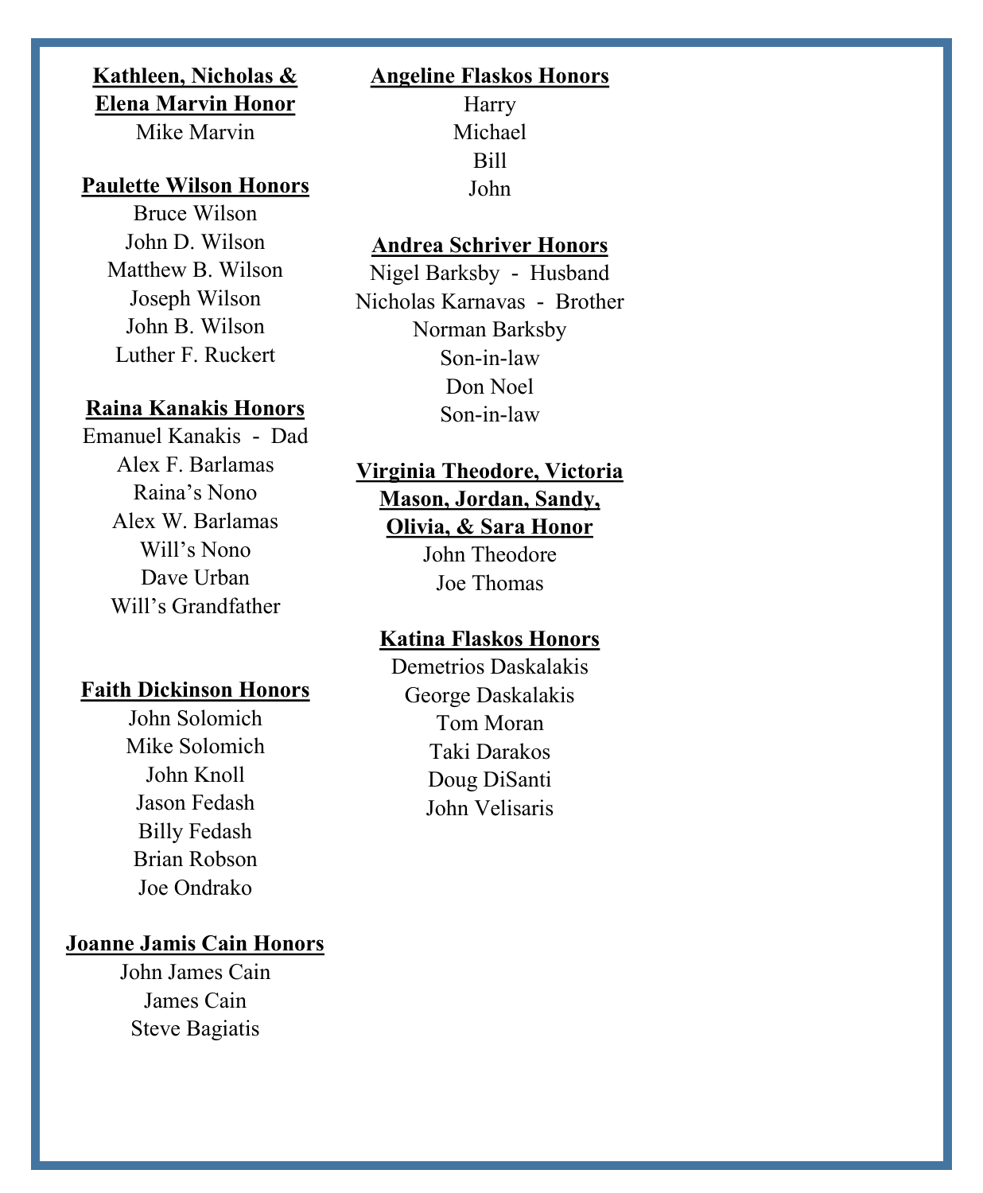**Kathleen, Nicholas & Elena Marvin Honor**

Mike Marvin

**Paulette Wilson Honors**

Bruce Wilson
John D. Wilson
Matthew B. Wilson
Joseph Wilson
John B. Wilson
Luther F. Ruckert

**Raina Kanakis Honors**

Emanuel Kanakis - Dad
Alex F. Barlamas
Raina's Nono
Alex W. Barlamas
Will's Nono
Dave Urban
Will's Grandfather

**Faith Dickinson Honors**

John Solomich
Mike Solomich
John Knoll
Jason Fedash
Billy Fedash
Brian Robson
Joe Ondrako

**Joanne Jamis Cain Honors**

John James Cain
James Cain
Steve Bagiatis

**Angeline Flaskos Honors**

Harry
Michael
Bill
John

**Andrea Schriver Honors**

Nigel Barksby - Husband
Nicholas Karnavas - Brother
Norman Barksby
Son-in-law
Don Noel
Son-in-law

**Virginia Theodore, Victoria Mason, Jordan, Sandy, Olivia, & Sara Honor**

John Theodore
Joe Thomas

**Katina Flaskos Honors**

Demetrios Daskalakis
George Daskalakis
Tom Moran
Taki Darakos
Doug DiSanti
John Velisaris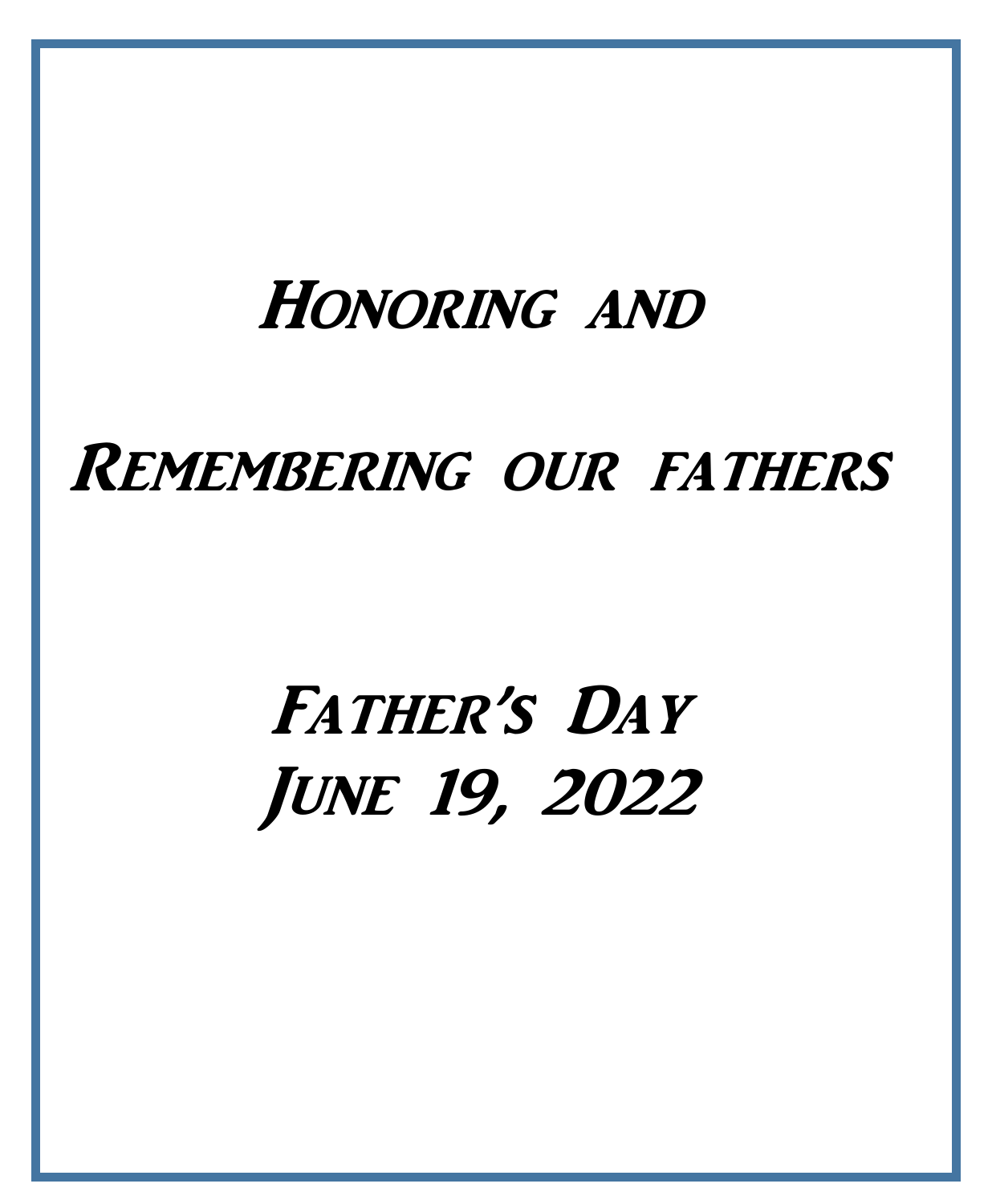# Honoring and

# Remembering our fathers

# Father's Day
# June 19, 2022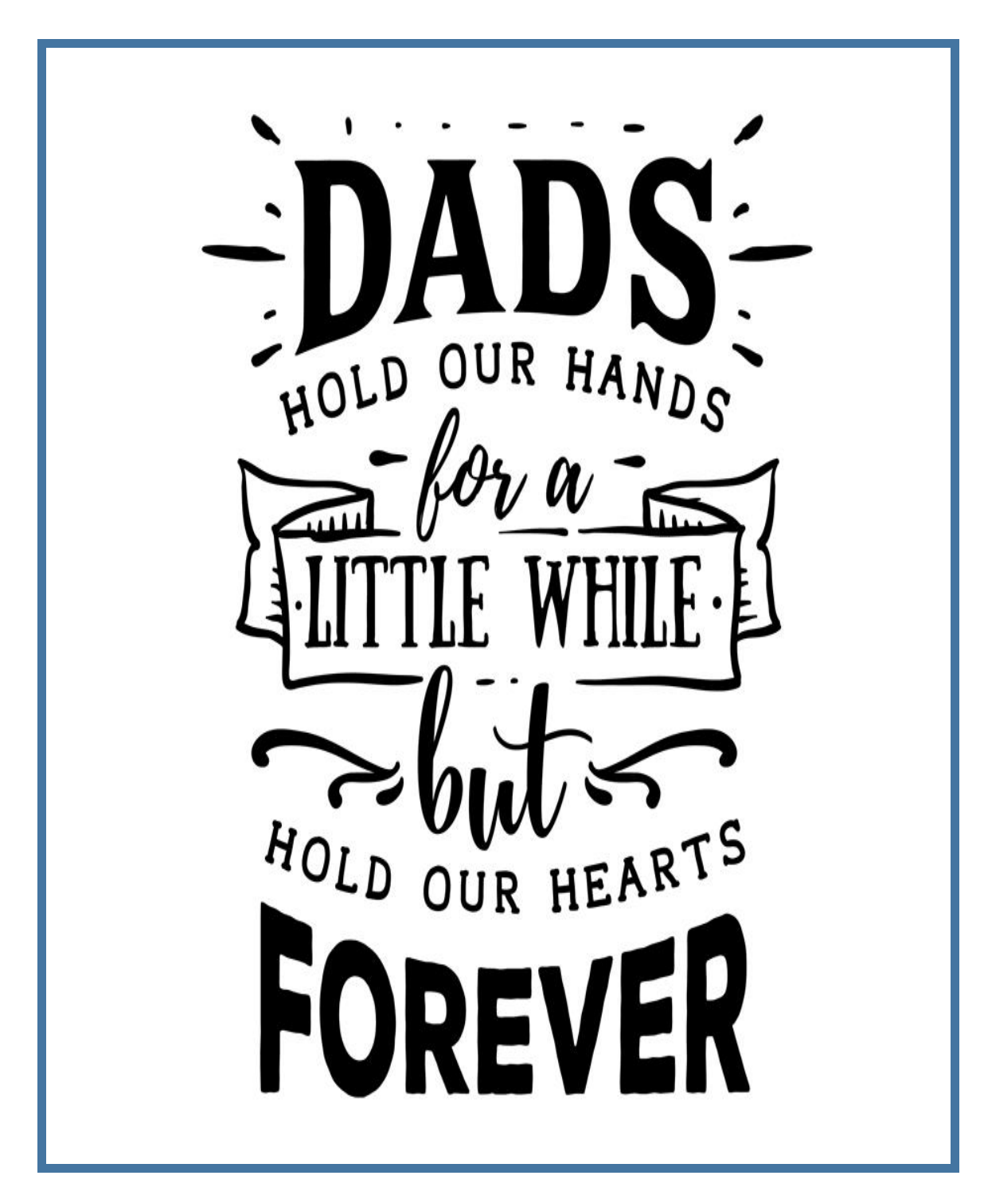# DADS

HOLD OUR HANDS

*for a*

LITTLE WHILE

*but*

HOLD OUR HEARTS

# FOREVER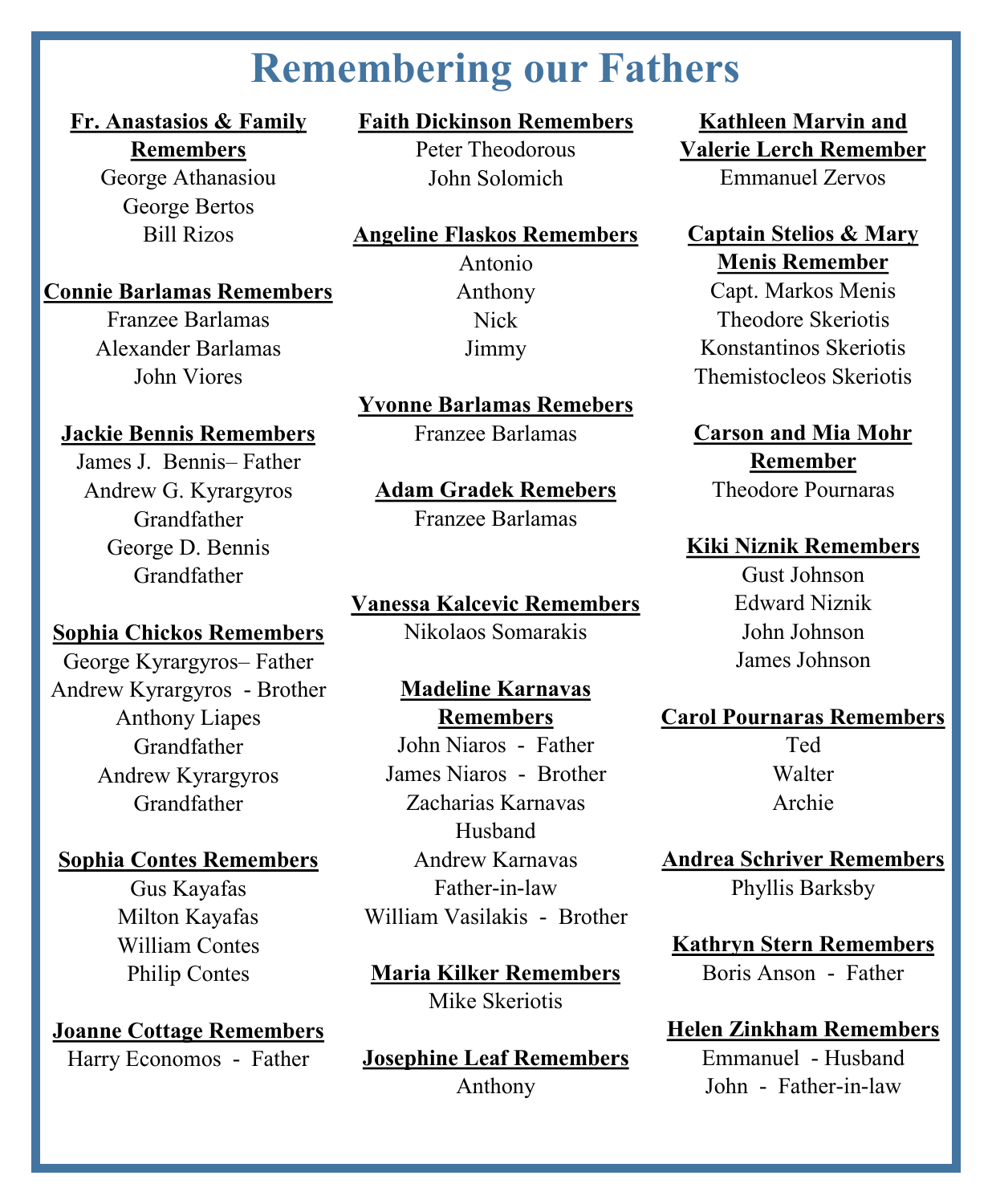# Remembering our Fathers

**Fr. Anastasios & Family Remembers**
George Athanasiou
George Bertos
Bill Rizos

**Connie Barlamas Remembers**
Franzee Barlamas
Alexander Barlamas
John Viores

**Jackie Bennis Remembers**
James J. Bennis– Father
Andrew G. Kyrargyros
Grandfather
George D. Bennis
Grandfather

**Sophia Chickos Remembers**
George Kyrargyros– Father
Andrew Kyrargyros - Brother
Anthony Liapes
Grandfather
Andrew Kyrargyros
Grandfather

**Sophia Contes Remembers**
Gus Kayafas
Milton Kayafas
William Contes
Philip Contes

**Joanne Cottage Remembers**
Harry Economos - Father

**Faith Dickinson Remembers**
Peter Theodorous
John Solomich

**Angeline Flaskos Remembers**
Antonio
Anthony
Nick
Jimmy

**Yvonne Barlamas Remebers**
Franzee Barlamas

**Adam Gradek Remebers**
Franzee Barlamas

**Vanessa Kalcevic Remembers**
Nikolaos Somarakis

**Madeline Karnavas Remembers**
John Niaros - Father
James Niaros - Brother
Zacharias Karnavas
Husband
Andrew Karnavas
Father-in-law
William Vasilakis - Brother

**Maria Kilker Remembers**
Mike Skeriotis

**Josephine Leaf Remembers**
Anthony

**Kathleen Marvin and Valerie Lerch Remember**
Emmanuel Zervos

**Captain Stelios & Mary Menis Remember**
Capt. Markos Menis
Theodore Skeriotis
Konstantinos Skeriotis
Themistocleos Skeriotis

**Carson and Mia Mohr Remember**
Theodore Pournaras

**Kiki Niznik Remembers**
Gust Johnson
Edward Niznik
John Johnson
James Johnson

**Carol Pournaras Remembers**
Ted
Walter
Archie

**Andrea Schriver Remembers**
Phyllis Barksby

**Kathryn Stern Remembers**
Boris Anson - Father

**Helen Zinkham Remembers**
Emmanuel - Husband
John - Father-in-law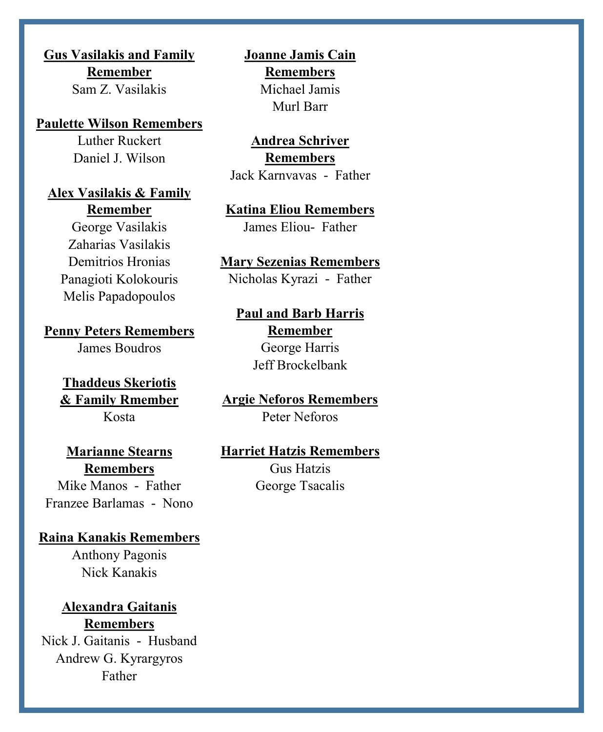**Gus Vasilakis and Family Remember**

Sam Z. Vasilakis

**Paulette Wilson Remembers**

Luther Ruckert

Daniel J. Wilson

**Alex Vasilakis & Family Remember**

George Vasilakis

Zaharias Vasilakis

Demitrios Hronias

Panagioti Kolokouris

Melis Papadopoulos

**Penny Peters Remembers**

James Boudros

**Thaddeus Skeriotis & Family Rmember**

Kosta

**Marianne Stearns Remembers**

Mike Manos - Father

Franzee Barlamas - Nono

**Raina Kanakis Remembers**

Anthony Pagonis

Nick Kanakis

**Alexandra Gaitanis Remembers**

Nick J. Gaitanis - Husband

Andrew G. Kyrargyros Father

**Joanne Jamis Cain Remembers**

Michael Jamis

Murl Barr

**Andrea Schriver Remembers**

Jack Karnvavas - Father

**Katina Eliou Remembers**

James Eliou- Father

**Mary Sezenias Remembers**

Nicholas Kyrazi - Father

**Paul and Barb Harris Remember**

George Harris

Jeff Brockelbank

**Argie Neforos Remembers**

Peter Neforos

**Harriet Hatzis Remembers**

Gus Hatzis

George Tsacalis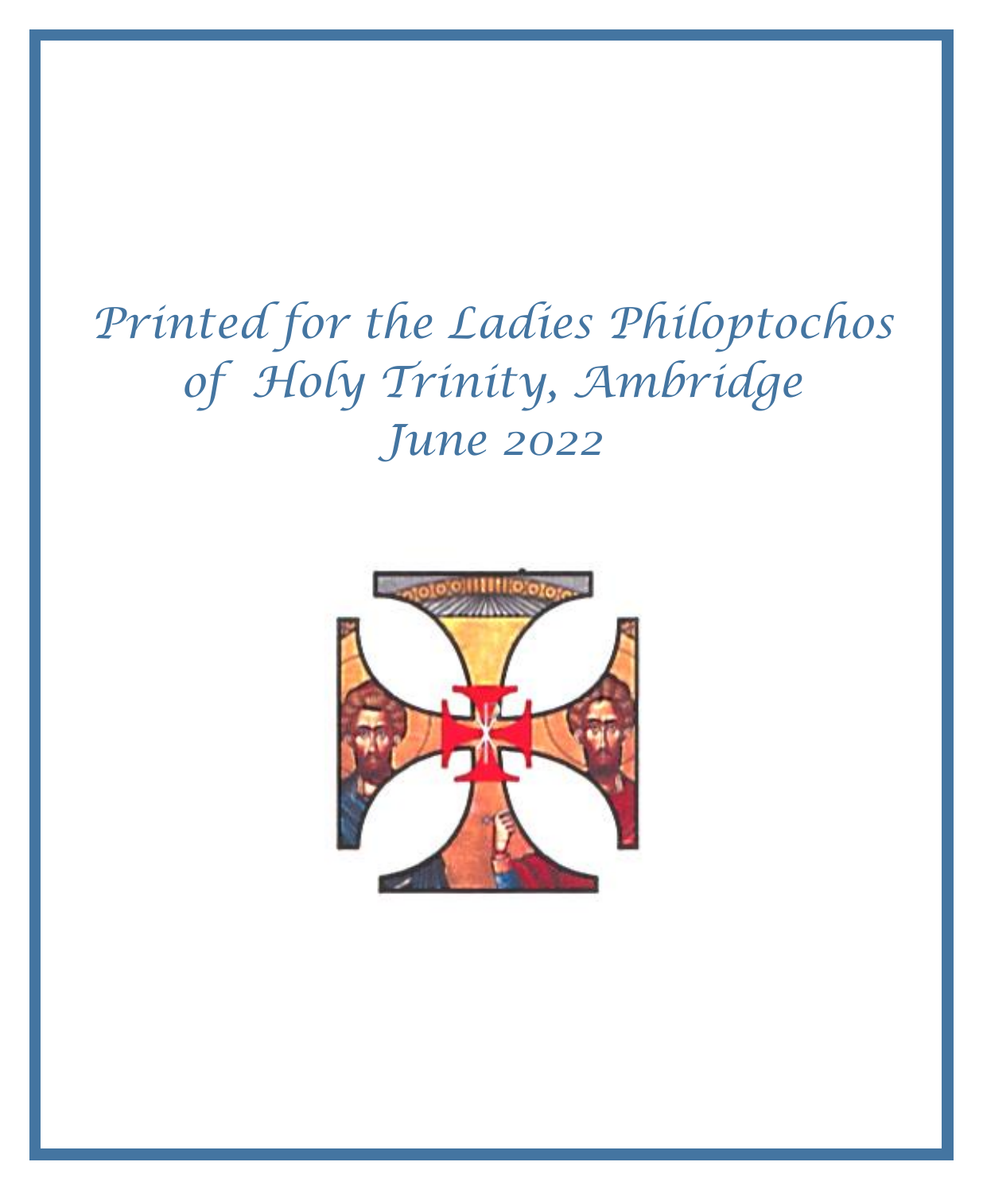*Printed for the Ladies Philoptochos*
*of Holy Trinity, Ambridge*
*June 2022*